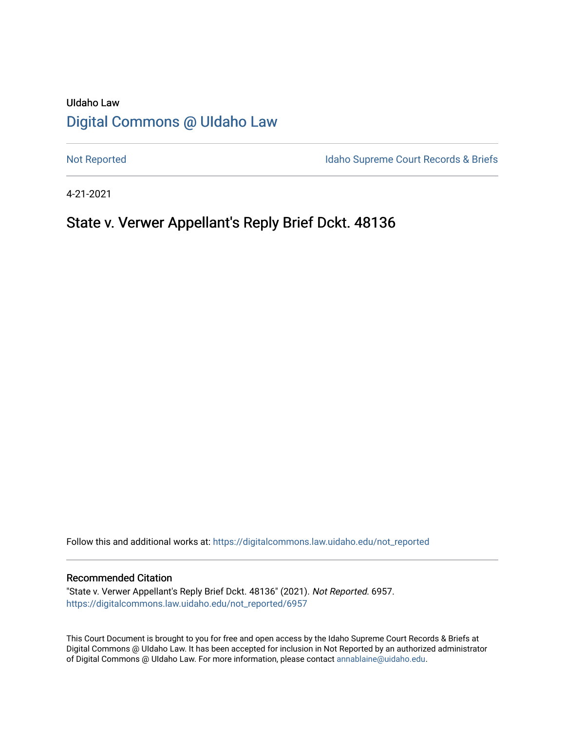UIdaho Law

# Digital Commons @ UIdaho Law

Not Reported

Idaho Supreme Court Records & Briefs

4-21-2021

## State v. Verwer Appellant's Reply Brief Dckt. 48136

Follow this and additional works at: https://digitalcommons.law.uidaho.edu/not_reported

### Recommended Citation

"State v. Verwer Appellant's Reply Brief Dckt. 48136" (2021). *Not Reported*. 6957.
https://digitalcommons.law.uidaho.edu/not_reported/6957

This Court Document is brought to you for free and open access by the Idaho Supreme Court Records & Briefs at Digital Commons @ UIdaho Law. It has been accepted for inclusion in Not Reported by an authorized administrator of Digital Commons @ UIdaho Law. For more information, please contact annablaine@uidaho.edu.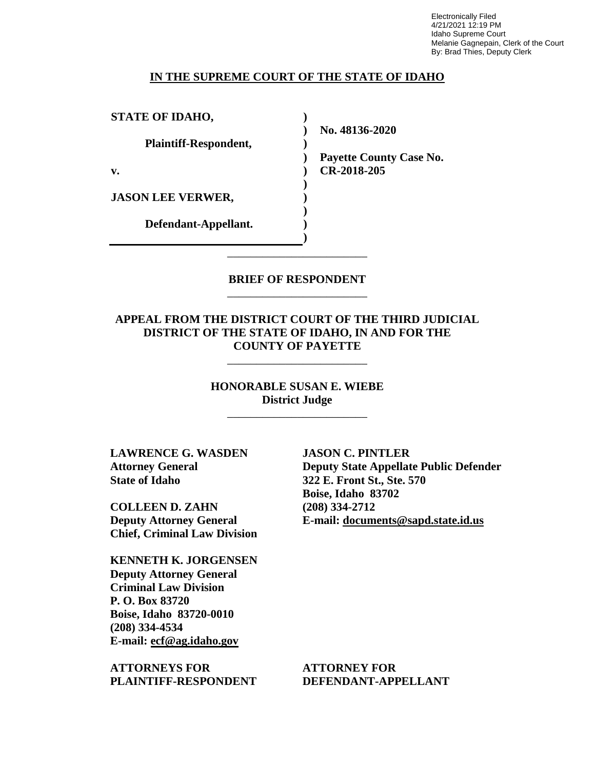Electronically Filed
4/21/2021 12:19 PM
Idaho Supreme Court
Melanie Gagnepain, Clerk of the Court
By: Brad Thies, Deputy Clerk

**IN THE SUPREME COURT OF THE STATE OF IDAHO**

| | | |
|---|---|---|
| **STATE OF IDAHO,** | ) | |
| | ) | **No. 48136-2020** |
| **Plaintiff-Respondent,** | ) | |
| | ) | **Payette County Case No.** |
| **v.** | ) | **CR-2018-205** |
| | ) | |
| **JASON LEE VERWER,** | ) | |
| | ) | |
| **Defendant-Appellant.** | ) | |
| | ) | |

---

**BRIEF OF RESPONDENT**

---

**APPEAL FROM THE DISTRICT COURT OF THE THIRD JUDICIAL DISTRICT OF THE STATE OF IDAHO, IN AND FOR THE COUNTY OF PAYETTE**

---

**HONORABLE SUSAN E. WIEBE**
**District Judge**

---

**LAWRENCE G. WASDEN**
**Attorney General**
**State of Idaho**

**COLLEEN D. ZAHN**
**Deputy Attorney General**
**Chief, Criminal Law Division**

**KENNETH K. JORGENSEN**
**Deputy Attorney General**
**Criminal Law Division**
**P. O. Box 83720**
**Boise, Idaho 83720-0010**
**(208) 334-4534**
**E-mail: ecf@ag.idaho.gov**

**ATTORNEYS FOR PLAINTIFF-RESPONDENT**

**JASON C. PINTLER**
**Deputy State Appellate Public Defender**
**322 E. Front St., Ste. 570**
**Boise, Idaho 83702**
**(208) 334-2712**
**E-mail: documents@sapd.state.id.us**

**ATTORNEY FOR DEFENDANT-APPELLANT**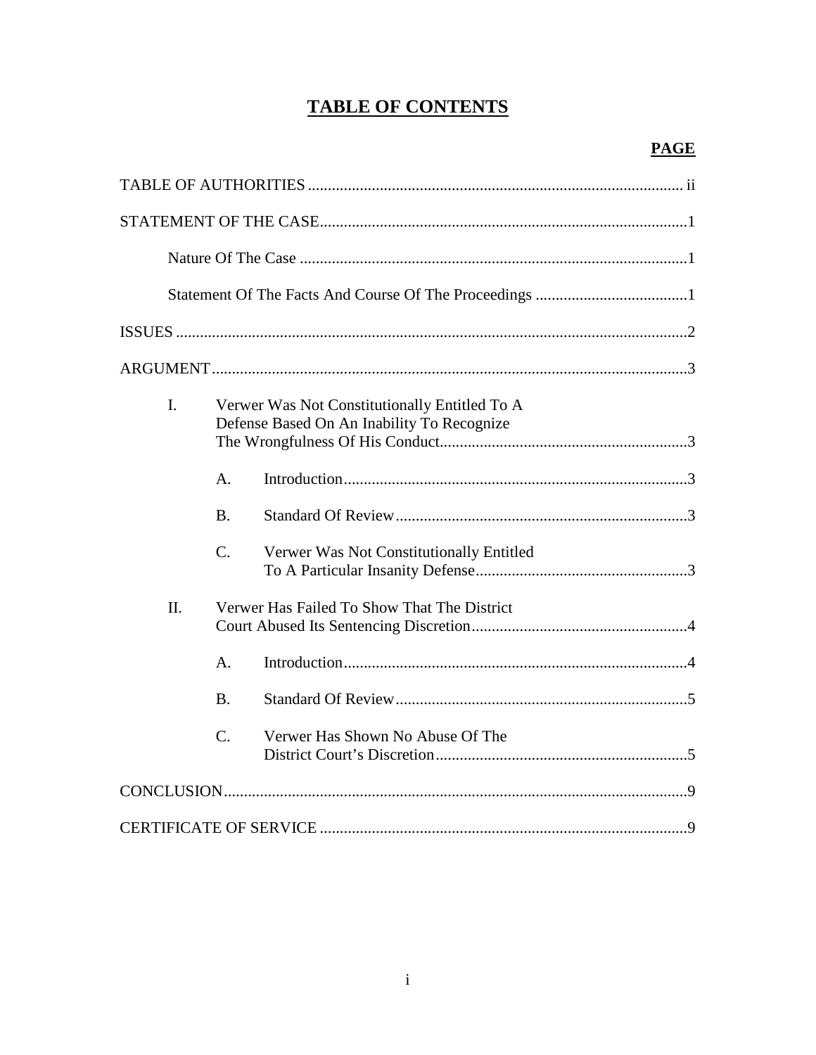# TABLE OF CONTENTS

| | PAGE |
|---|---|
| TABLE OF AUTHORITIES | ii |
| STATEMENT OF THE CASE | 1 |
| Nature Of The Case | 1 |
| Statement Of The Facts And Course Of The Proceedings | 1 |
| ISSUES | 2 |
| ARGUMENT | 3 |
| I. Verwer Was Not Constitutionally Entitled To A Defense Based On An Inability To Recognize The Wrongfulness Of His Conduct | 3 |
| A. Introduction | 3 |
| B. Standard Of Review | 3 |
| C. Verwer Was Not Constitutionally Entitled To A Particular Insanity Defense | 3 |
| II. Verwer Has Failed To Show That The District Court Abused Its Sentencing Discretion | 4 |
| A. Introduction | 4 |
| B. Standard Of Review | 5 |
| C. Verwer Has Shown No Abuse Of The District Court's Discretion | 5 |
| CONCLUSION | 9 |
| CERTIFICATE OF SERVICE | 9 |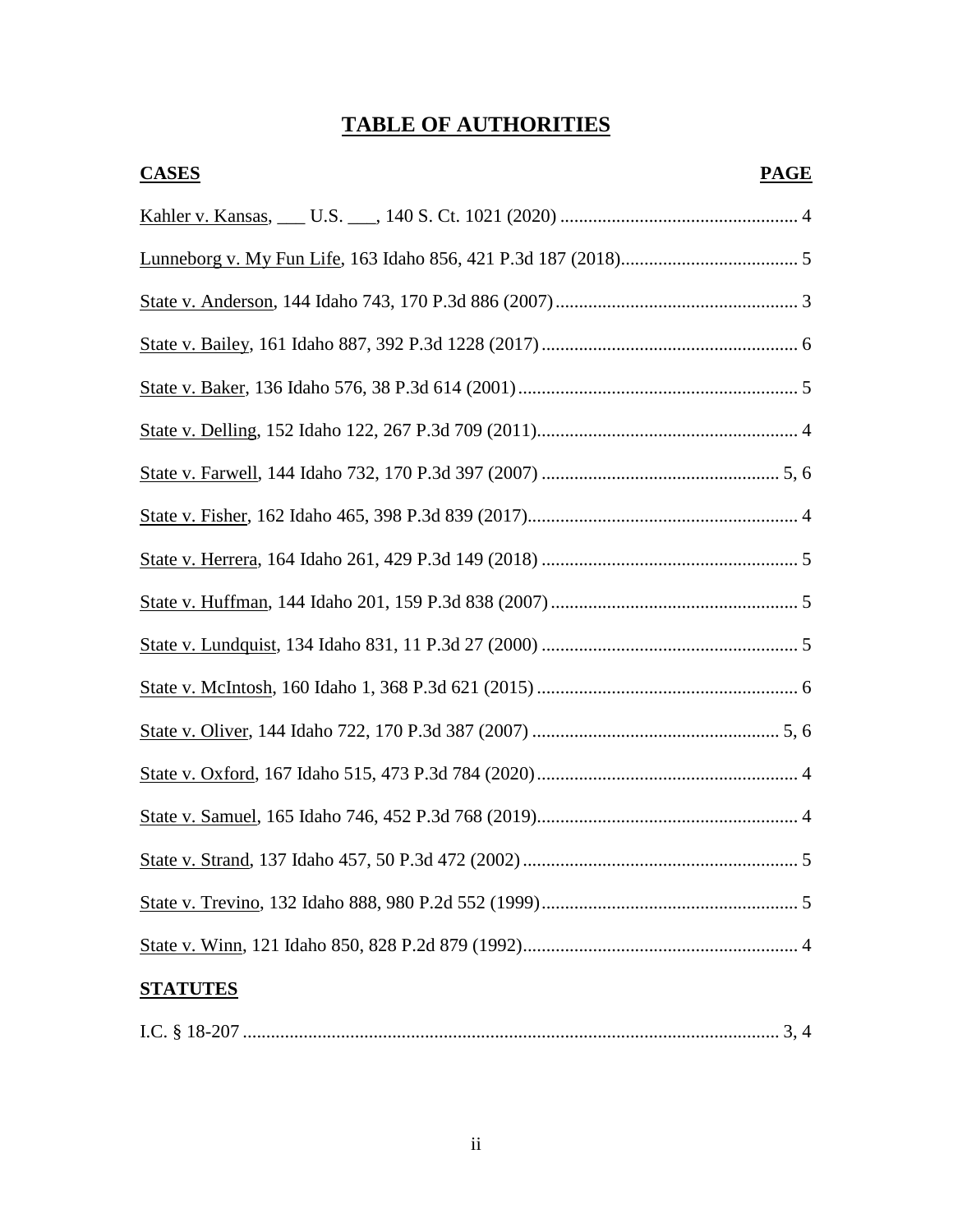# TABLE OF AUTHORITIES

| CASES | PAGE |
|---|---|
| Kahler v. Kansas, ___ U.S. ___, 140 S. Ct. 1021 (2020) | 4 |
| Lunneborg v. My Fun Life, 163 Idaho 856, 421 P.3d 187 (2018) | 5 |
| State v. Anderson, 144 Idaho 743, 170 P.3d 886 (2007) | 3 |
| State v. Bailey, 161 Idaho 887, 392 P.3d 1228 (2017) | 6 |
| State v. Baker, 136 Idaho 576, 38 P.3d 614 (2001) | 5 |
| State v. Delling, 152 Idaho 122, 267 P.3d 709 (2011) | 4 |
| State v. Farwell, 144 Idaho 732, 170 P.3d 397 (2007) | 5, 6 |
| State v. Fisher, 162 Idaho 465, 398 P.3d 839 (2017) | 4 |
| State v. Herrera, 164 Idaho 261, 429 P.3d 149 (2018) | 5 |
| State v. Huffman, 144 Idaho 201, 159 P.3d 838 (2007) | 5 |
| State v. Lundquist, 134 Idaho 831, 11 P.3d 27 (2000) | 5 |
| State v. McIntosh, 160 Idaho 1, 368 P.3d 621 (2015) | 6 |
| State v. Oliver, 144 Idaho 722, 170 P.3d 387 (2007) | 5, 6 |
| State v. Oxford, 167 Idaho 515, 473 P.3d 784 (2020) | 4 |
| State v. Samuel, 165 Idaho 746, 452 P.3d 768 (2019) | 4 |
| State v. Strand, 137 Idaho 457, 50 P.3d 472 (2002) | 5 |
| State v. Trevino, 132 Idaho 888, 980 P.2d 552 (1999) | 5 |
| State v. Winn, 121 Idaho 850, 828 P.2d 879 (1992) | 4 |

| STATUTES | |
|---|---|
| I.C. § 18-207 | 3, 4 |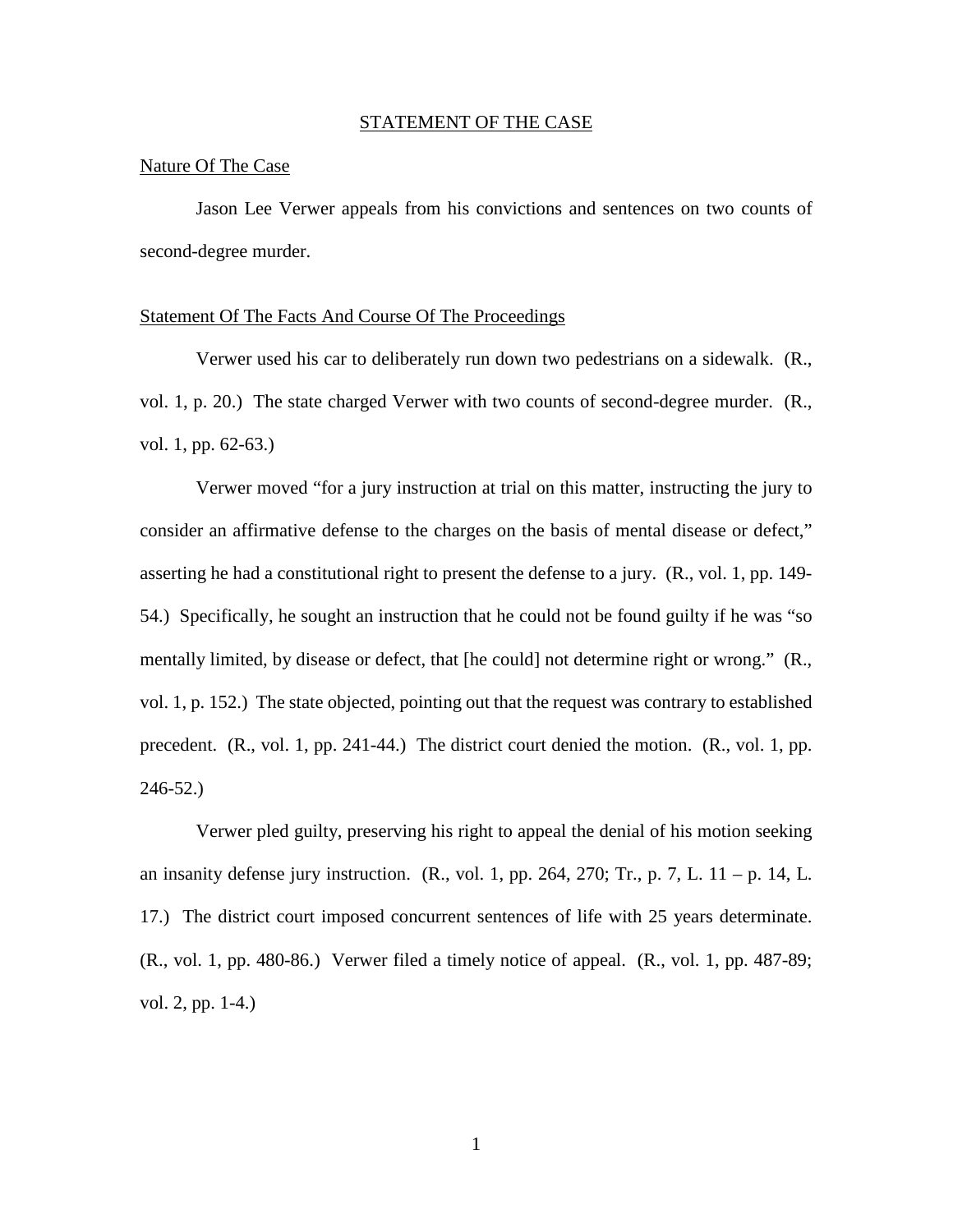## STATEMENT OF THE CASE

### Nature Of The Case

Jason Lee Verwer appeals from his convictions and sentences on two counts of second-degree murder.

### Statement Of The Facts And Course Of The Proceedings

Verwer used his car to deliberately run down two pedestrians on a sidewalk. (R., vol. 1, p. 20.) The state charged Verwer with two counts of second-degree murder. (R., vol. 1, pp. 62-63.)

Verwer moved "for a jury instruction at trial on this matter, instructing the jury to consider an affirmative defense to the charges on the basis of mental disease or defect," asserting he had a constitutional right to present the defense to a jury. (R., vol. 1, pp. 149-54.) Specifically, he sought an instruction that he could not be found guilty if he was "so mentally limited, by disease or defect, that [he could] not determine right or wrong." (R., vol. 1, p. 152.) The state objected, pointing out that the request was contrary to established precedent. (R., vol. 1, pp. 241-44.) The district court denied the motion. (R., vol. 1, pp. 246-52.)

Verwer pled guilty, preserving his right to appeal the denial of his motion seeking an insanity defense jury instruction. (R., vol. 1, pp. 264, 270; Tr., p. 7, L. 11 – p. 14, L. 17.) The district court imposed concurrent sentences of life with 25 years determinate. (R., vol. 1, pp. 480-86.) Verwer filed a timely notice of appeal. (R., vol. 1, pp. 487-89; vol. 2, pp. 1-4.)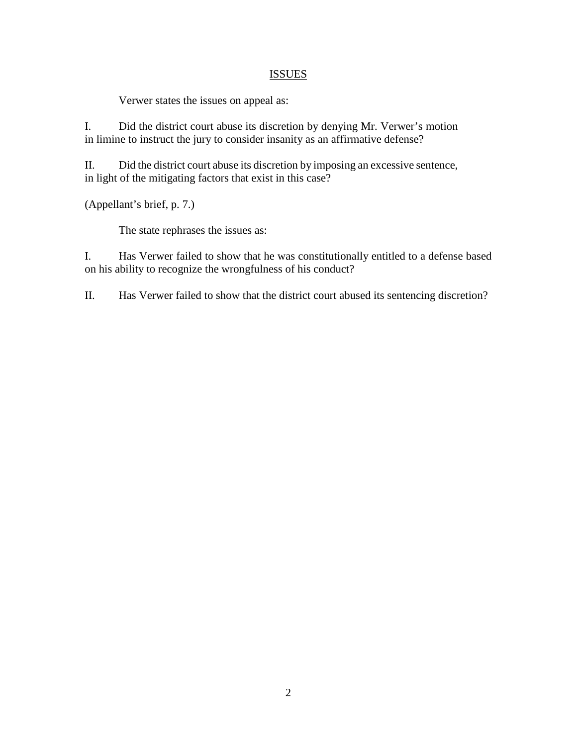## ISSUES

Verwer states the issues on appeal as:

I. Did the district court abuse its discretion by denying Mr. Verwer's motion in limine to instruct the jury to consider insanity as an affirmative defense?

II. Did the district court abuse its discretion by imposing an excessive sentence, in light of the mitigating factors that exist in this case?

(Appellant's brief, p. 7.)

The state rephrases the issues as:

I. Has Verwer failed to show that he was constitutionally entitled to a defense based on his ability to recognize the wrongfulness of his conduct?

II. Has Verwer failed to show that the district court abused its sentencing discretion?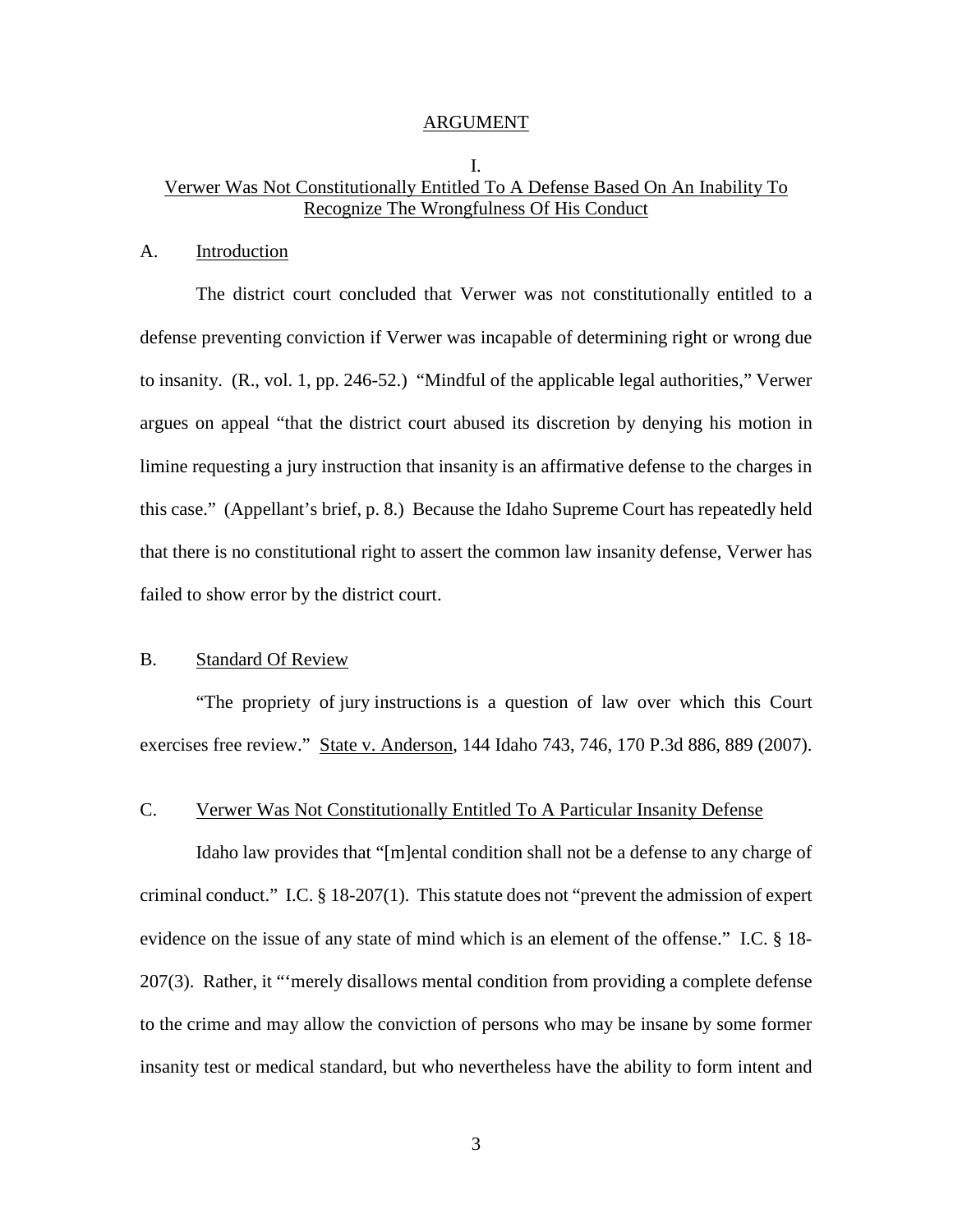# ARGUMENT

## I.
## Verwer Was Not Constitutionally Entitled To A Defense Based On An Inability To Recognize The Wrongfulness Of His Conduct

### A. Introduction

The district court concluded that Verwer was not constitutionally entitled to a defense preventing conviction if Verwer was incapable of determining right or wrong due to insanity. (R., vol. 1, pp. 246-52.) "Mindful of the applicable legal authorities," Verwer argues on appeal "that the district court abused its discretion by denying his motion in limine requesting a jury instruction that insanity is an affirmative defense to the charges in this case." (Appellant's brief, p. 8.) Because the Idaho Supreme Court has repeatedly held that there is no constitutional right to assert the common law insanity defense, Verwer has failed to show error by the district court.

### B. Standard Of Review

"The propriety of jury instructions is a question of law over which this Court exercises free review." State v. Anderson, 144 Idaho 743, 746, 170 P.3d 886, 889 (2007).

### C. Verwer Was Not Constitutionally Entitled To A Particular Insanity Defense

Idaho law provides that "[m]ental condition shall not be a defense to any charge of criminal conduct." I.C. § 18-207(1). This statute does not "prevent the admission of expert evidence on the issue of any state of mind which is an element of the offense." I.C. § 18-207(3). Rather, it "'merely disallows mental condition from providing a complete defense to the crime and may allow the conviction of persons who may be insane by some former insanity test or medical standard, but who nevertheless have the ability to form intent and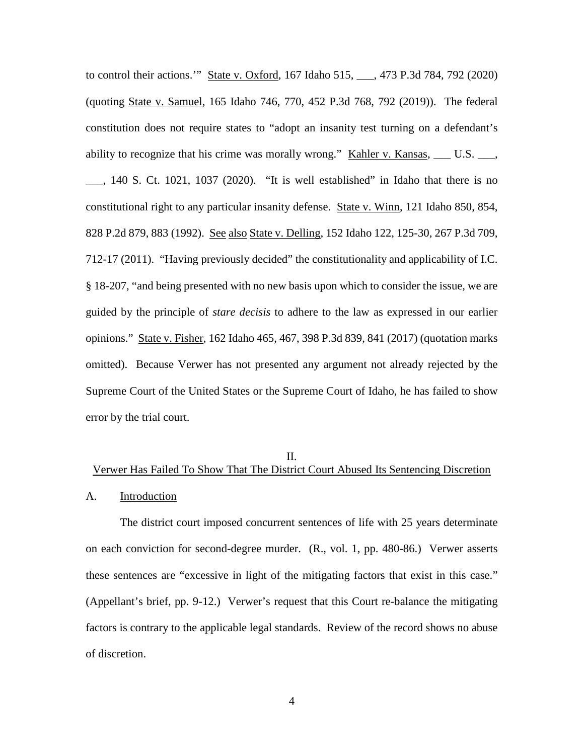to control their actions.'" State v. Oxford, 167 Idaho 515, ___, 473 P.3d 784, 792 (2020) (quoting State v. Samuel, 165 Idaho 746, 770, 452 P.3d 768, 792 (2019)). The federal constitution does not require states to "adopt an insanity test turning on a defendant's ability to recognize that his crime was morally wrong." Kahler v. Kansas, ___ U.S. ___, ___, 140 S. Ct. 1021, 1037 (2020). "It is well established" in Idaho that there is no constitutional right to any particular insanity defense. State v. Winn, 121 Idaho 850, 854, 828 P.2d 879, 883 (1992). See also State v. Delling, 152 Idaho 122, 125-30, 267 P.3d 709, 712-17 (2011). "Having previously decided" the constitutionality and applicability of I.C. § 18-207, "and being presented with no new basis upon which to consider the issue, we are guided by the principle of *stare decisis* to adhere to the law as expressed in our earlier opinions." State v. Fisher, 162 Idaho 465, 467, 398 P.3d 839, 841 (2017) (quotation marks omitted). Because Verwer has not presented any argument not already rejected by the Supreme Court of the United States or the Supreme Court of Idaho, he has failed to show error by the trial court.

## II.
## Verwer Has Failed To Show That The District Court Abused Its Sentencing Discretion

### A. Introduction

The district court imposed concurrent sentences of life with 25 years determinate on each conviction for second-degree murder. (R., vol. 1, pp. 480-86.) Verwer asserts these sentences are "excessive in light of the mitigating factors that exist in this case." (Appellant's brief, pp. 9-12.) Verwer's request that this Court re-balance the mitigating factors is contrary to the applicable legal standards. Review of the record shows no abuse of discretion.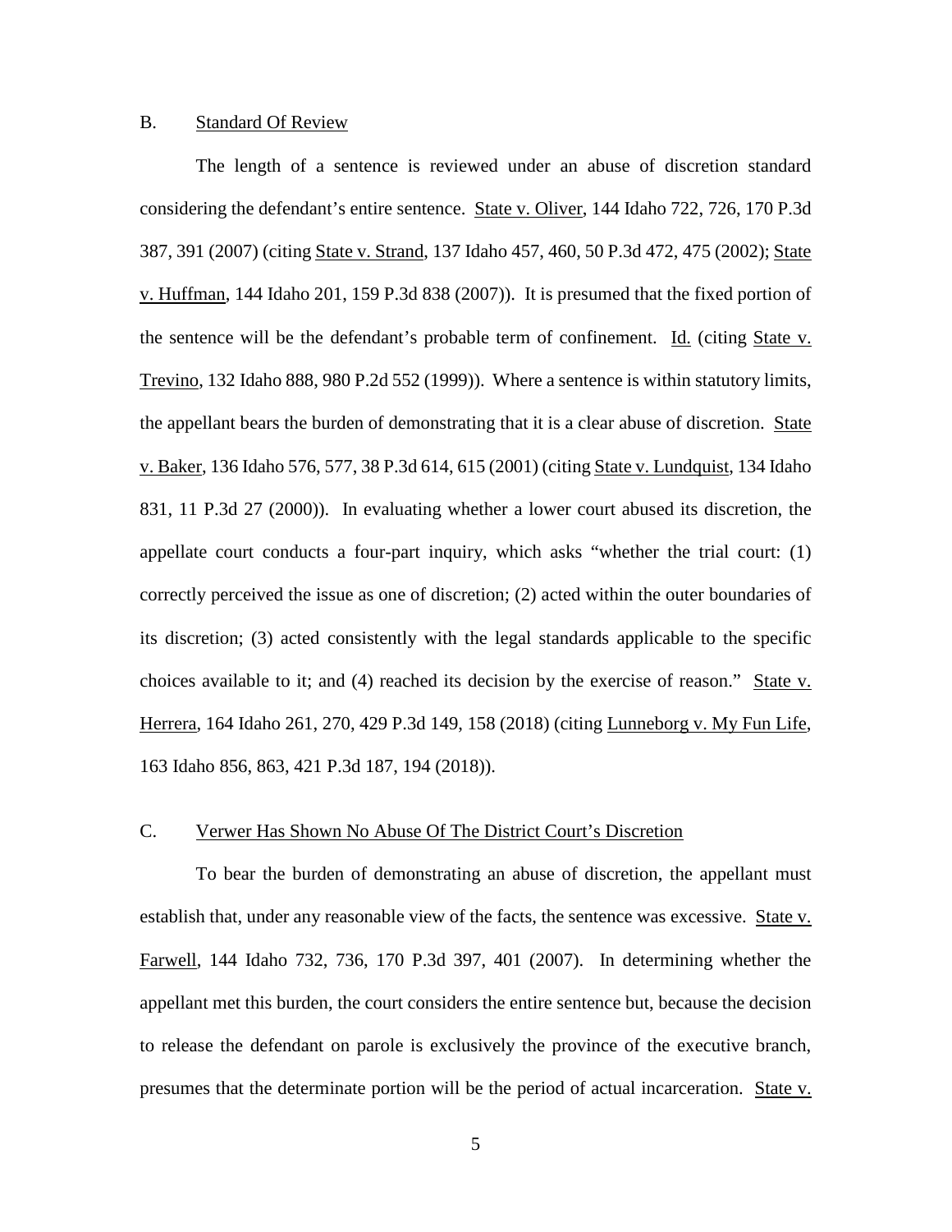### B. Standard Of Review

The length of a sentence is reviewed under an abuse of discretion standard considering the defendant's entire sentence. State v. Oliver, 144 Idaho 722, 726, 170 P.3d 387, 391 (2007) (citing State v. Strand, 137 Idaho 457, 460, 50 P.3d 472, 475 (2002); State v. Huffman, 144 Idaho 201, 159 P.3d 838 (2007)). It is presumed that the fixed portion of the sentence will be the defendant's probable term of confinement. Id. (citing State v. Trevino, 132 Idaho 888, 980 P.2d 552 (1999)). Where a sentence is within statutory limits, the appellant bears the burden of demonstrating that it is a clear abuse of discretion. State v. Baker, 136 Idaho 576, 577, 38 P.3d 614, 615 (2001) (citing State v. Lundquist, 134 Idaho 831, 11 P.3d 27 (2000)). In evaluating whether a lower court abused its discretion, the appellate court conducts a four-part inquiry, which asks "whether the trial court: (1) correctly perceived the issue as one of discretion; (2) acted within the outer boundaries of its discretion; (3) acted consistently with the legal standards applicable to the specific choices available to it; and (4) reached its decision by the exercise of reason." State v. Herrera, 164 Idaho 261, 270, 429 P.3d 149, 158 (2018) (citing Lunneborg v. My Fun Life, 163 Idaho 856, 863, 421 P.3d 187, 194 (2018)).

### C. Verwer Has Shown No Abuse Of The District Court's Discretion

To bear the burden of demonstrating an abuse of discretion, the appellant must establish that, under any reasonable view of the facts, the sentence was excessive. State v. Farwell, 144 Idaho 732, 736, 170 P.3d 397, 401 (2007). In determining whether the appellant met this burden, the court considers the entire sentence but, because the decision to release the defendant on parole is exclusively the province of the executive branch, presumes that the determinate portion will be the period of actual incarceration. State v.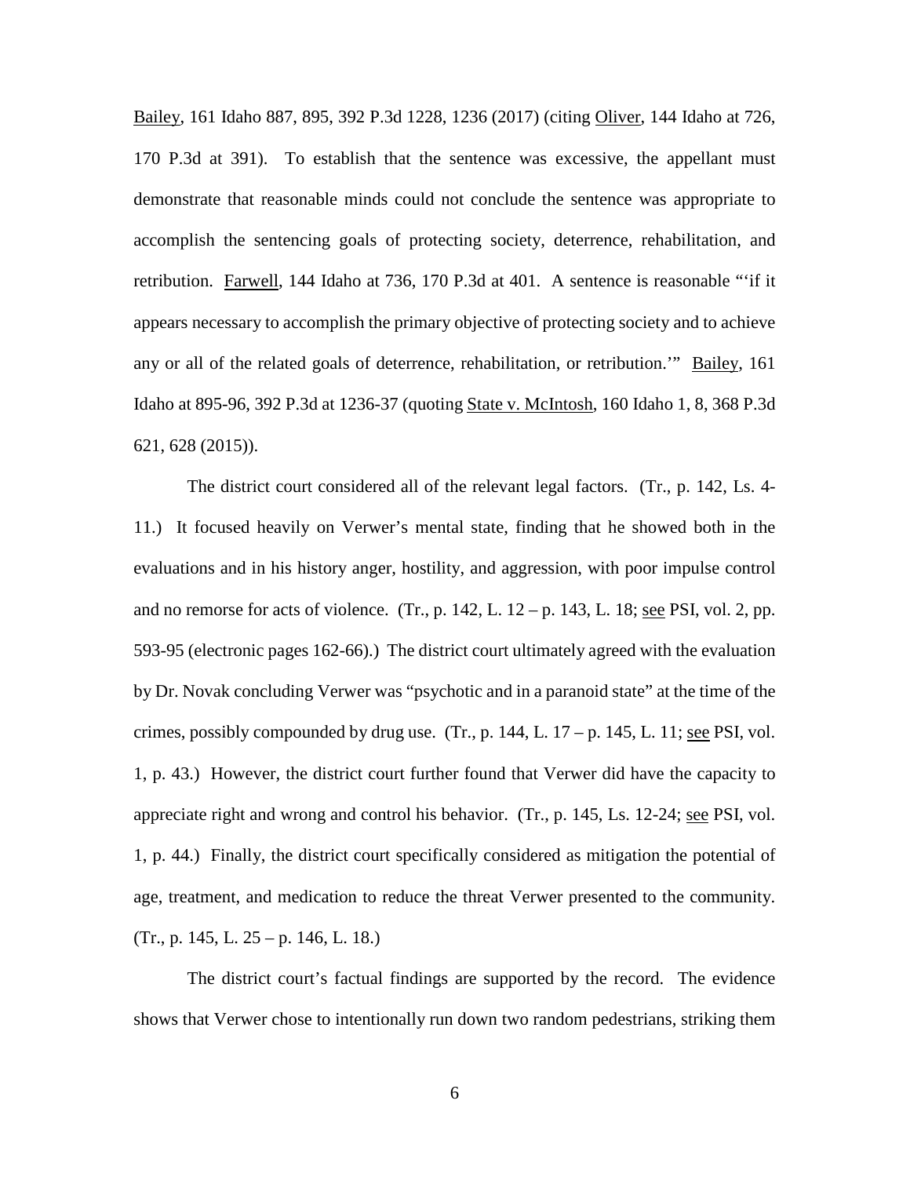Bailey, 161 Idaho 887, 895, 392 P.3d 1228, 1236 (2017) (citing Oliver, 144 Idaho at 726, 170 P.3d at 391). To establish that the sentence was excessive, the appellant must demonstrate that reasonable minds could not conclude the sentence was appropriate to accomplish the sentencing goals of protecting society, deterrence, rehabilitation, and retribution. Farwell, 144 Idaho at 736, 170 P.3d at 401. A sentence is reasonable "'if it appears necessary to accomplish the primary objective of protecting society and to achieve any or all of the related goals of deterrence, rehabilitation, or retribution.'" Bailey, 161 Idaho at 895-96, 392 P.3d at 1236-37 (quoting State v. McIntosh, 160 Idaho 1, 8, 368 P.3d 621, 628 (2015)).

The district court considered all of the relevant legal factors. (Tr., p. 142, Ls. 4-11.) It focused heavily on Verwer's mental state, finding that he showed both in the evaluations and in his history anger, hostility, and aggression, with poor impulse control and no remorse for acts of violence. (Tr., p. 142, L. 12 – p. 143, L. 18; see PSI, vol. 2, pp. 593-95 (electronic pages 162-66).) The district court ultimately agreed with the evaluation by Dr. Novak concluding Verwer was "psychotic and in a paranoid state" at the time of the crimes, possibly compounded by drug use. (Tr., p. 144, L. 17 – p. 145, L. 11; see PSI, vol. 1, p. 43.) However, the district court further found that Verwer did have the capacity to appreciate right and wrong and control his behavior. (Tr., p. 145, Ls. 12-24; see PSI, vol. 1, p. 44.) Finally, the district court specifically considered as mitigation the potential of age, treatment, and medication to reduce the threat Verwer presented to the community. (Tr., p. 145, L. 25 – p. 146, L. 18.)

The district court's factual findings are supported by the record. The evidence shows that Verwer chose to intentionally run down two random pedestrians, striking them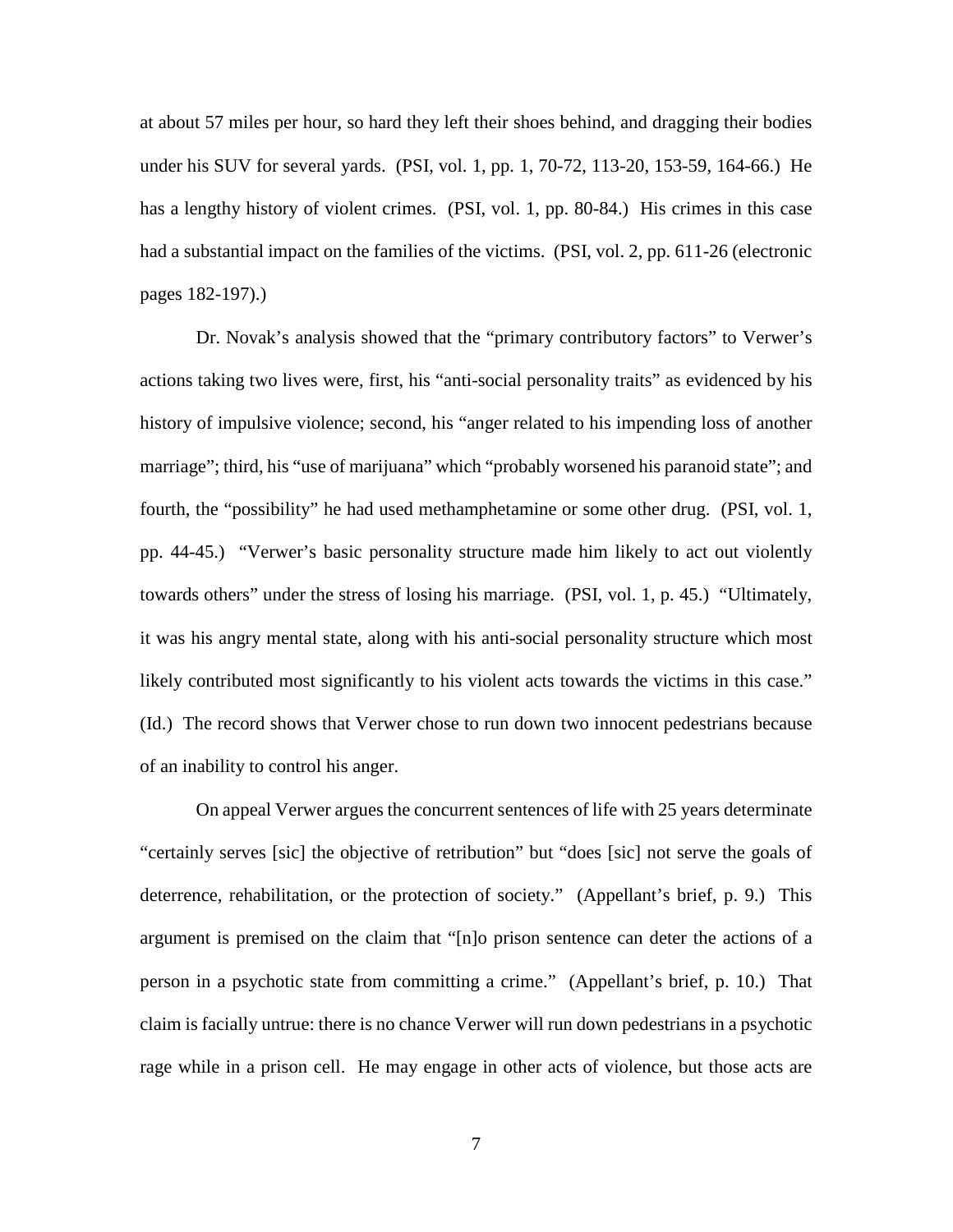at about 57 miles per hour, so hard they left their shoes behind, and dragging their bodies under his SUV for several yards. (PSI, vol. 1, pp. 1, 70-72, 113-20, 153-59, 164-66.) He has a lengthy history of violent crimes. (PSI, vol. 1, pp. 80-84.) His crimes in this case had a substantial impact on the families of the victims. (PSI, vol. 2, pp. 611-26 (electronic pages 182-197).)

Dr. Novak's analysis showed that the "primary contributory factors" to Verwer's actions taking two lives were, first, his "anti-social personality traits" as evidenced by his history of impulsive violence; second, his "anger related to his impending loss of another marriage"; third, his "use of marijuana" which "probably worsened his paranoid state"; and fourth, the "possibility" he had used methamphetamine or some other drug. (PSI, vol. 1, pp. 44-45.) "Verwer's basic personality structure made him likely to act out violently towards others" under the stress of losing his marriage. (PSI, vol. 1, p. 45.) "Ultimately, it was his angry mental state, along with his anti-social personality structure which most likely contributed most significantly to his violent acts towards the victims in this case." (Id.) The record shows that Verwer chose to run down two innocent pedestrians because of an inability to control his anger.

On appeal Verwer argues the concurrent sentences of life with 25 years determinate "certainly serves [sic] the objective of retribution" but "does [sic] not serve the goals of deterrence, rehabilitation, or the protection of society." (Appellant's brief, p. 9.) This argument is premised on the claim that "[n]o prison sentence can deter the actions of a person in a psychotic state from committing a crime." (Appellant's brief, p. 10.) That claim is facially untrue: there is no chance Verwer will run down pedestrians in a psychotic rage while in a prison cell. He may engage in other acts of violence, but those acts are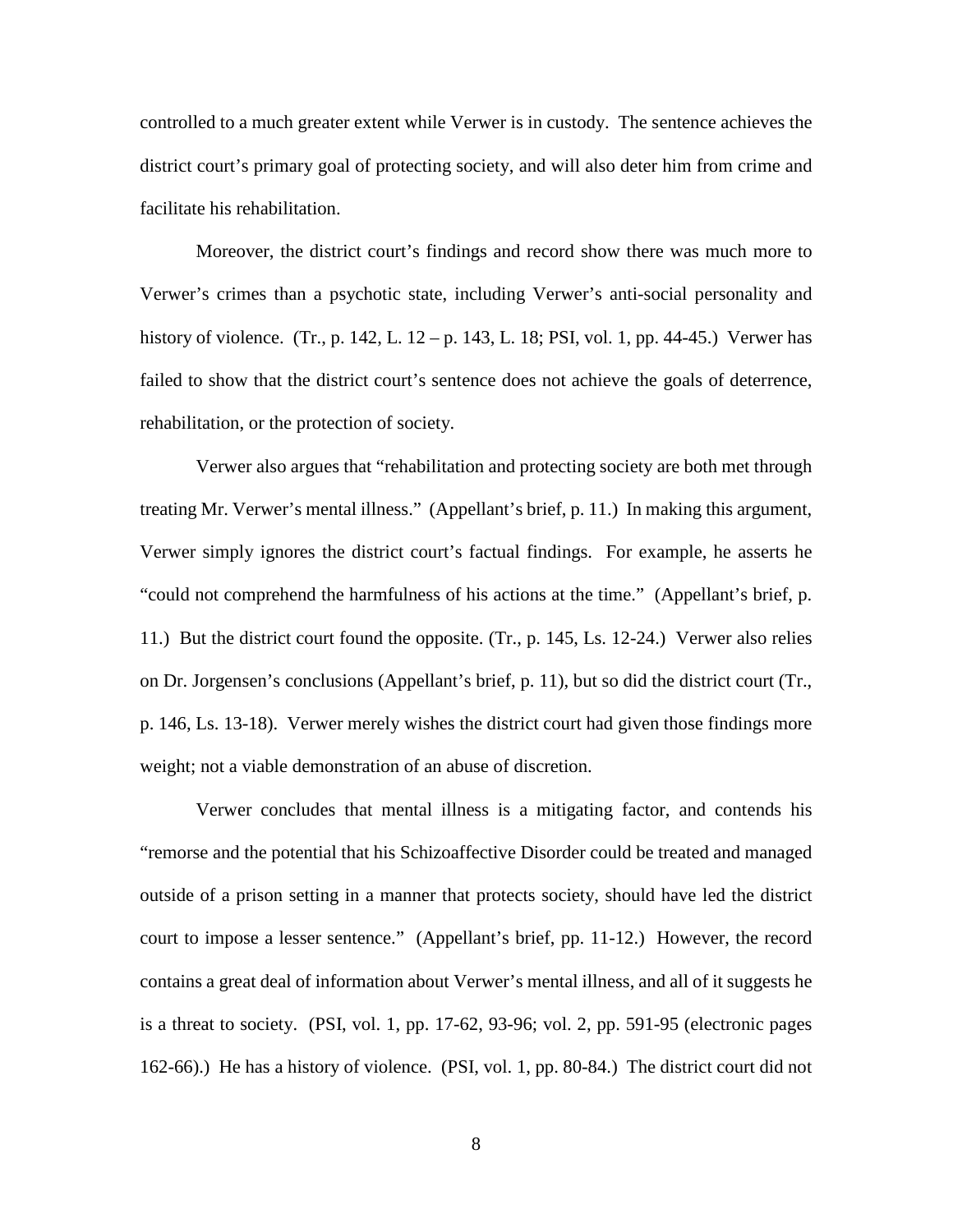controlled to a much greater extent while Verwer is in custody. The sentence achieves the district court's primary goal of protecting society, and will also deter him from crime and facilitate his rehabilitation.

Moreover, the district court's findings and record show there was much more to Verwer's crimes than a psychotic state, including Verwer's anti-social personality and history of violence. (Tr., p. 142, L. 12 – p. 143, L. 18; PSI, vol. 1, pp. 44-45.) Verwer has failed to show that the district court's sentence does not achieve the goals of deterrence, rehabilitation, or the protection of society.

Verwer also argues that "rehabilitation and protecting society are both met through treating Mr. Verwer's mental illness." (Appellant's brief, p. 11.) In making this argument, Verwer simply ignores the district court's factual findings. For example, he asserts he "could not comprehend the harmfulness of his actions at the time." (Appellant's brief, p. 11.) But the district court found the opposite. (Tr., p. 145, Ls. 12-24.) Verwer also relies on Dr. Jorgensen's conclusions (Appellant's brief, p. 11), but so did the district court (Tr., p. 146, Ls. 13-18). Verwer merely wishes the district court had given those findings more weight; not a viable demonstration of an abuse of discretion.

Verwer concludes that mental illness is a mitigating factor, and contends his "remorse and the potential that his Schizoaffective Disorder could be treated and managed outside of a prison setting in a manner that protects society, should have led the district court to impose a lesser sentence." (Appellant's brief, pp. 11-12.) However, the record contains a great deal of information about Verwer's mental illness, and all of it suggests he is a threat to society. (PSI, vol. 1, pp. 17-62, 93-96; vol. 2, pp. 591-95 (electronic pages 162-66).) He has a history of violence. (PSI, vol. 1, pp. 80-84.) The district court did not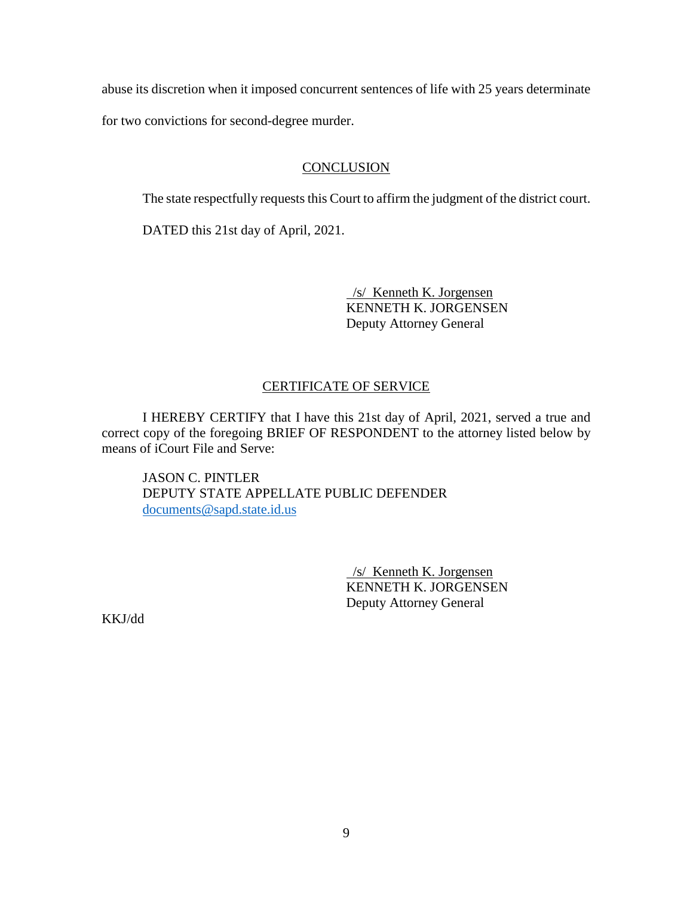abuse its discretion when it imposed concurrent sentences of life with 25 years determinate for two convictions for second-degree murder.

## CONCLUSION

The state respectfully requests this Court to affirm the judgment of the district court.

DATED this 21st day of April, 2021.

/s/ Kenneth K. Jorgensen
KENNETH K. JORGENSEN
Deputy Attorney General

## CERTIFICATE OF SERVICE

I HEREBY CERTIFY that I have this 21st day of April, 2021, served a true and correct copy of the foregoing BRIEF OF RESPONDENT to the attorney listed below by means of iCourt File and Serve:

JASON C. PINTLER
DEPUTY STATE APPELLATE PUBLIC DEFENDER
documents@sapd.state.id.us

/s/ Kenneth K. Jorgensen
KENNETH K. JORGENSEN
Deputy Attorney General

KKJ/dd